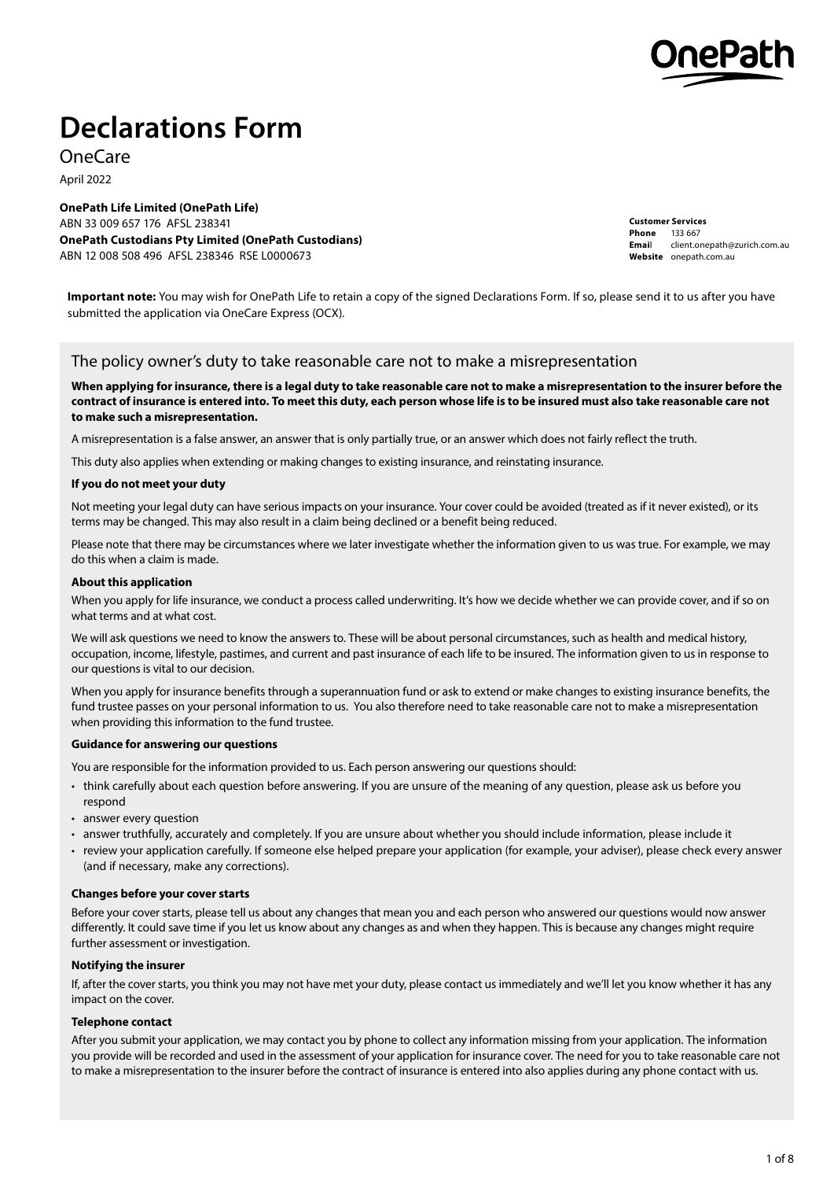# Declarations Form

OneCare

April 2022

**OnePath Life Limited (OnePath Life)**
ABN 33 009 657 176 AFSL 238341
**OnePath Custodians Pty Limited (OnePath Custodians)**
ABN 12 008 508 496 AFSL 238346 RSE L0000673

**Customer Services**
**Phone** 133 667
**Email** client.onepath@zurich.com.au
**Website** onepath.com.au

**Important note:** You may wish for OnePath Life to retain a copy of the signed Declarations Form. If so, please send it to us after you have submitted the application via OneCare Express (OCX).

## The policy owner's duty to take reasonable care not to make a misrepresentation

**When applying for insurance, there is a legal duty to take reasonable care not to make a misrepresentation to the insurer before the contract of insurance is entered into. To meet this duty, each person whose life is to be insured must also take reasonable care not to make such a misrepresentation.**

A misrepresentation is a false answer, an answer that is only partially true, or an answer which does not fairly reflect the truth.

This duty also applies when extending or making changes to existing insurance, and reinstating insurance.

**If you do not meet your duty**

Not meeting your legal duty can have serious impacts on your insurance. Your cover could be avoided (treated as if it never existed), or its terms may be changed. This may also result in a claim being declined or a benefit being reduced.

Please note that there may be circumstances where we later investigate whether the information given to us was true. For example, we may do this when a claim is made.

**About this application**

When you apply for life insurance, we conduct a process called underwriting. It's how we decide whether we can provide cover, and if so on what terms and at what cost.

We will ask questions we need to know the answers to. These will be about personal circumstances, such as health and medical history, occupation, income, lifestyle, pastimes, and current and past insurance of each life to be insured. The information given to us in response to our questions is vital to our decision.

When you apply for insurance benefits through a superannuation fund or ask to extend or make changes to existing insurance benefits, the fund trustee passes on your personal information to us. You also therefore need to take reasonable care not to make a misrepresentation when providing this information to the fund trustee.

**Guidance for answering our questions**

You are responsible for the information provided to us. Each person answering our questions should:

- think carefully about each question before answering. If you are unsure of the meaning of any question, please ask us before you respond
- answer every question
- answer truthfully, accurately and completely. If you are unsure about whether you should include information, please include it
- review your application carefully. If someone else helped prepare your application (for example, your adviser), please check every answer (and if necessary, make any corrections).

**Changes before your cover starts**

Before your cover starts, please tell us about any changes that mean you and each person who answered our questions would now answer differently. It could save time if you let us know about any changes as and when they happen. This is because any changes might require further assessment or investigation.

**Notifying the insurer**

If, after the cover starts, you think you may not have met your duty, please contact us immediately and we'll let you know whether it has any impact on the cover.

**Telephone contact**

After you submit your application, we may contact you by phone to collect any information missing from your application. The information you provide will be recorded and used in the assessment of your application for insurance cover. The need for you to take reasonable care not to make a misrepresentation to the insurer before the contract of insurance is entered into also applies during any phone contact with us.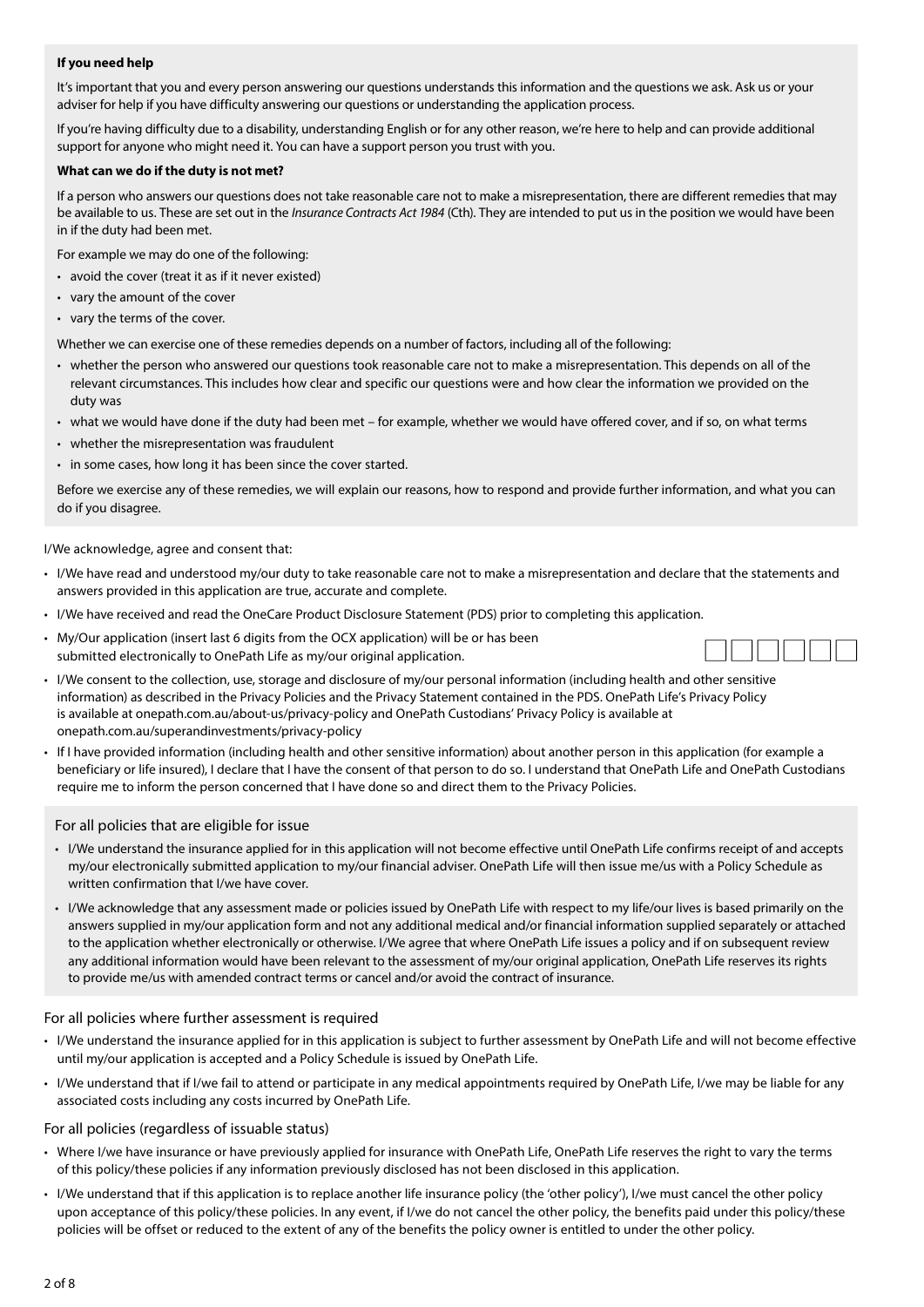**If you need help**

It's important that you and every person answering our questions understands this information and the questions we ask. Ask us or your adviser for help if you have difficulty answering our questions or understanding the application process.

If you're having difficulty due to a disability, understanding English or for any other reason, we're here to help and can provide additional support for anyone who might need it. You can have a support person you trust with you.

**What can we do if the duty is not met?**

If a person who answers our questions does not take reasonable care not to make a misrepresentation, there are different remedies that may be available to us. These are set out in the *Insurance Contracts Act 1984* (Cth). They are intended to put us in the position we would have been in if the duty had been met.

For example we may do one of the following:

- avoid the cover (treat it as if it never existed)
- vary the amount of the cover
- vary the terms of the cover.

Whether we can exercise one of these remedies depends on a number of factors, including all of the following:

- whether the person who answered our questions took reasonable care not to make a misrepresentation. This depends on all of the relevant circumstances. This includes how clear and specific our questions were and how clear the information we provided on the duty was
- what we would have done if the duty had been met – for example, whether we would have offered cover, and if so, on what terms
- whether the misrepresentation was fraudulent
- in some cases, how long it has been since the cover started.

Before we exercise any of these remedies, we will explain our reasons, how to respond and provide further information, and what you can do if you disagree.

I/We acknowledge, agree and consent that:

- I/We have read and understood my/our duty to take reasonable care not to make a misrepresentation and declare that the statements and answers provided in this application are true, accurate and complete.
- I/We have received and read the OneCare Product Disclosure Statement (PDS) prior to completing this application.
- My/Our application (insert last 6 digits from the OCX application) will be or has been submitted electronically to OnePath Life as my/our original application. ☐☐☐☐☐☐
- I/We consent to the collection, use, storage and disclosure of my/our personal information (including health and other sensitive information) as described in the Privacy Policies and the Privacy Statement contained in the PDS. OnePath Life's Privacy Policy is available at onepath.com.au/about-us/privacy-policy and OnePath Custodians' Privacy Policy is available at onepath.com.au/superandinvestments/privacy-policy
- If I have provided information (including health and other sensitive information) about another person in this application (for example a beneficiary or life insured), I declare that I have the consent of that person to do so. I understand that OnePath Life and OnePath Custodians require me to inform the person concerned that I have done so and direct them to the Privacy Policies.

## For all policies that are eligible for issue

- I/We understand the insurance applied for in this application will not become effective until OnePath Life confirms receipt of and accepts my/our electronically submitted application to my/our financial adviser. OnePath Life will then issue me/us with a Policy Schedule as written confirmation that I/we have cover.
- I/We acknowledge that any assessment made or policies issued by OnePath Life with respect to my life/our lives is based primarily on the answers supplied in my/our application form and not any additional medical and/or financial information supplied separately or attached to the application whether electronically or otherwise. I/We agree that where OnePath Life issues a policy and if on subsequent review any additional information would have been relevant to the assessment of my/our original application, OnePath Life reserves its rights to provide me/us with amended contract terms or cancel and/or avoid the contract of insurance.

## For all policies where further assessment is required

- I/We understand the insurance applied for in this application is subject to further assessment by OnePath Life and will not become effective until my/our application is accepted and a Policy Schedule is issued by OnePath Life.
- I/We understand that if I/we fail to attend or participate in any medical appointments required by OnePath Life, I/we may be liable for any associated costs including any costs incurred by OnePath Life.

## For all policies (regardless of issuable status)

- Where I/we have insurance or have previously applied for insurance with OnePath Life, OnePath Life reserves the right to vary the terms of this policy/these policies if any information previously disclosed has not been disclosed in this application.
- I/We understand that if this application is to replace another life insurance policy (the 'other policy'), I/we must cancel the other policy upon acceptance of this policy/these policies. In any event, if I/we do not cancel the other policy, the benefits paid under this policy/these policies will be offset or reduced to the extent of any of the benefits the policy owner is entitled to under the other policy.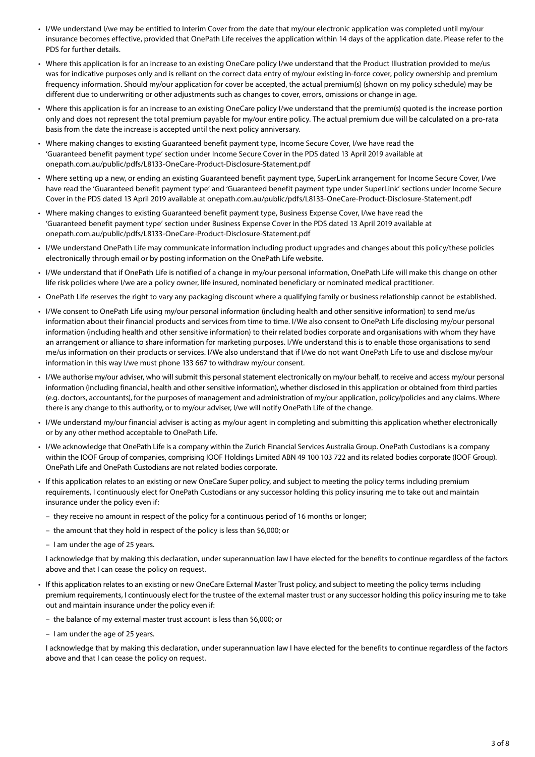- I/We understand I/we may be entitled to Interim Cover from the date that my/our electronic application was completed until my/our insurance becomes effective, provided that OnePath Life receives the application within 14 days of the application date. Please refer to the PDS for further details.
- Where this application is for an increase to an existing OneCare policy I/we understand that the Product Illustration provided to me/us was for indicative purposes only and is reliant on the correct data entry of my/our existing in-force cover, policy ownership and premium frequency information. Should my/our application for cover be accepted, the actual premium(s) (shown on my policy schedule) may be different due to underwriting or other adjustments such as changes to cover, errors, omissions or change in age.
- Where this application is for an increase to an existing OneCare policy I/we understand that the premium(s) quoted is the increase portion only and does not represent the total premium payable for my/our entire policy. The actual premium due will be calculated on a pro-rata basis from the date the increase is accepted until the next policy anniversary.
- Where making changes to existing Guaranteed benefit payment type, Income Secure Cover, I/we have read the 'Guaranteed benefit payment type' section under Income Secure Cover in the PDS dated 13 April 2019 available at onepath.com.au/public/pdfs/L8133-OneCare-Product-Disclosure-Statement.pdf
- Where setting up a new, or ending an existing Guaranteed benefit payment type, SuperLink arrangement for Income Secure Cover, I/we have read the 'Guaranteed benefit payment type' and 'Guaranteed benefit payment type under SuperLink' sections under Income Secure Cover in the PDS dated 13 April 2019 available at onepath.com.au/public/pdfs/L8133-OneCare-Product-Disclosure-Statement.pdf
- Where making changes to existing Guaranteed benefit payment type, Business Expense Cover, I/we have read the 'Guaranteed benefit payment type' section under Business Expense Cover in the PDS dated 13 April 2019 available at onepath.com.au/public/pdfs/L8133-OneCare-Product-Disclosure-Statement.pdf
- I/We understand OnePath Life may communicate information including product upgrades and changes about this policy/these policies electronically through email or by posting information on the OnePath Life website.
- I/We understand that if OnePath Life is notified of a change in my/our personal information, OnePath Life will make this change on other life risk policies where I/we are a policy owner, life insured, nominated beneficiary or nominated medical practitioner.
- OnePath Life reserves the right to vary any packaging discount where a qualifying family or business relationship cannot be established.
- I/We consent to OnePath Life using my/our personal information (including health and other sensitive information) to send me/us information about their financial products and services from time to time. I/We also consent to OnePath Life disclosing my/our personal information (including health and other sensitive information) to their related bodies corporate and organisations with whom they have an arrangement or alliance to share information for marketing purposes. I/We understand this is to enable those organisations to send me/us information on their products or services. I/We also understand that if I/we do not want OnePath Life to use and disclose my/our information in this way I/we must phone 133 667 to withdraw my/our consent.
- I/We authorise my/our adviser, who will submit this personal statement electronically on my/our behalf, to receive and access my/our personal information (including financial, health and other sensitive information), whether disclosed in this application or obtained from third parties (e.g. doctors, accountants), for the purposes of management and administration of my/our application, policy/policies and any claims. Where there is any change to this authority, or to my/our adviser, I/we will notify OnePath Life of the change.
- I/We understand my/our financial adviser is acting as my/our agent in completing and submitting this application whether electronically or by any other method acceptable to OnePath Life.
- I/We acknowledge that OnePath Life is a company within the Zurich Financial Services Australia Group. OnePath Custodians is a company within the IOOF Group of companies, comprising IOOF Holdings Limited ABN 49 100 103 722 and its related bodies corporate (IOOF Group). OnePath Life and OnePath Custodians are not related bodies corporate.
- If this application relates to an existing or new OneCare Super policy, and subject to meeting the policy terms including premium requirements, I continuously elect for OnePath Custodians or any successor holding this policy insuring me to take out and maintain insurance under the policy even if:
  - they receive no amount in respect of the policy for a continuous period of 16 months or longer;
  - the amount that they hold in respect of the policy is less than $6,000; or
  - I am under the age of 25 years.

  I acknowledge that by making this declaration, under superannuation law I have elected for the benefits to continue regardless of the factors above and that I can cease the policy on request.
- If this application relates to an existing or new OneCare External Master Trust policy, and subject to meeting the policy terms including premium requirements, I continuously elect for the trustee of the external master trust or any successor holding this policy insuring me to take out and maintain insurance under the policy even if:
  - the balance of my external master trust account is less than $6,000; or
  - I am under the age of 25 years.

  I acknowledge that by making this declaration, under superannuation law I have elected for the benefits to continue regardless of the factors above and that I can cease the policy on request.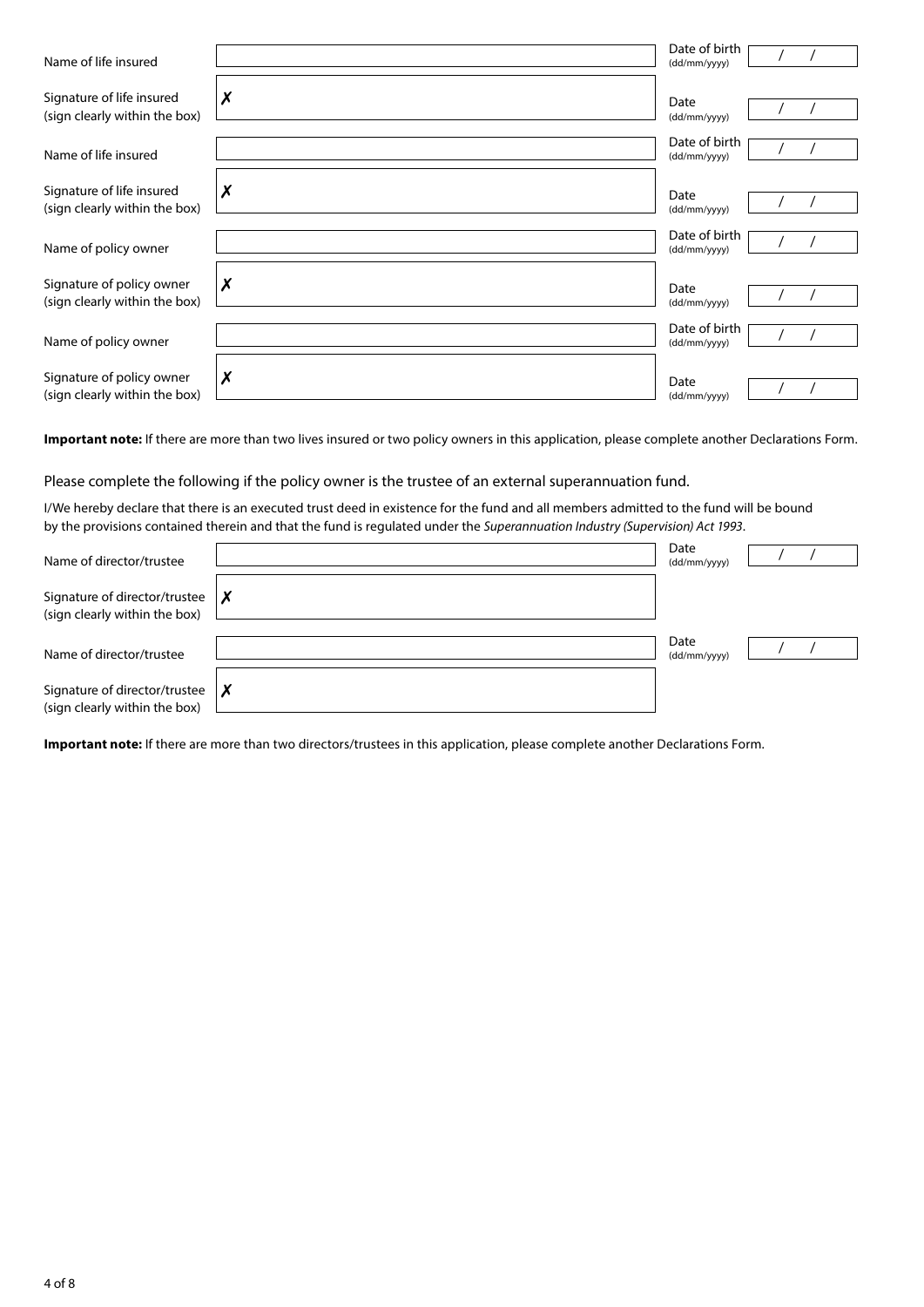| | | | |
|---|---|---|---|
| Name of life insured | | Date of birth (dd/mm/yyyy) | / / |
| Signature of life insured (sign clearly within the box) | ✗ | Date (dd/mm/yyyy) | / / |
| Name of life insured | | Date of birth (dd/mm/yyyy) | / / |
| Signature of life insured (sign clearly within the box) | ✗ | Date (dd/mm/yyyy) | / / |
| Name of policy owner | | Date of birth (dd/mm/yyyy) | / / |
| Signature of policy owner (sign clearly within the box) | ✗ | Date (dd/mm/yyyy) | / / |
| Name of policy owner | | Date of birth (dd/mm/yyyy) | / / |
| Signature of policy owner (sign clearly within the box) | ✗ | Date (dd/mm/yyyy) | / / |

**Important note:** If there are more than two lives insured or two policy owners in this application, please complete another Declarations Form.

Please complete the following if the policy owner is the trustee of an external superannuation fund.

I/We hereby declare that there is an executed trust deed in existence for the fund and all members admitted to the fund will be bound by the provisions contained therein and that the fund is regulated under the *Superannuation Industry (Supervision) Act 1993*.

| | | | |
|---|---|---|---|
| Name of director/trustee | | Date (dd/mm/yyyy) | / / |
| Signature of director/trustee (sign clearly within the box) | ✗ | | |
| Name of director/trustee | | Date (dd/mm/yyyy) | / / |
| Signature of director/trustee (sign clearly within the box) | ✗ | | |

**Important note:** If there are more than two directors/trustees in this application, please complete another Declarations Form.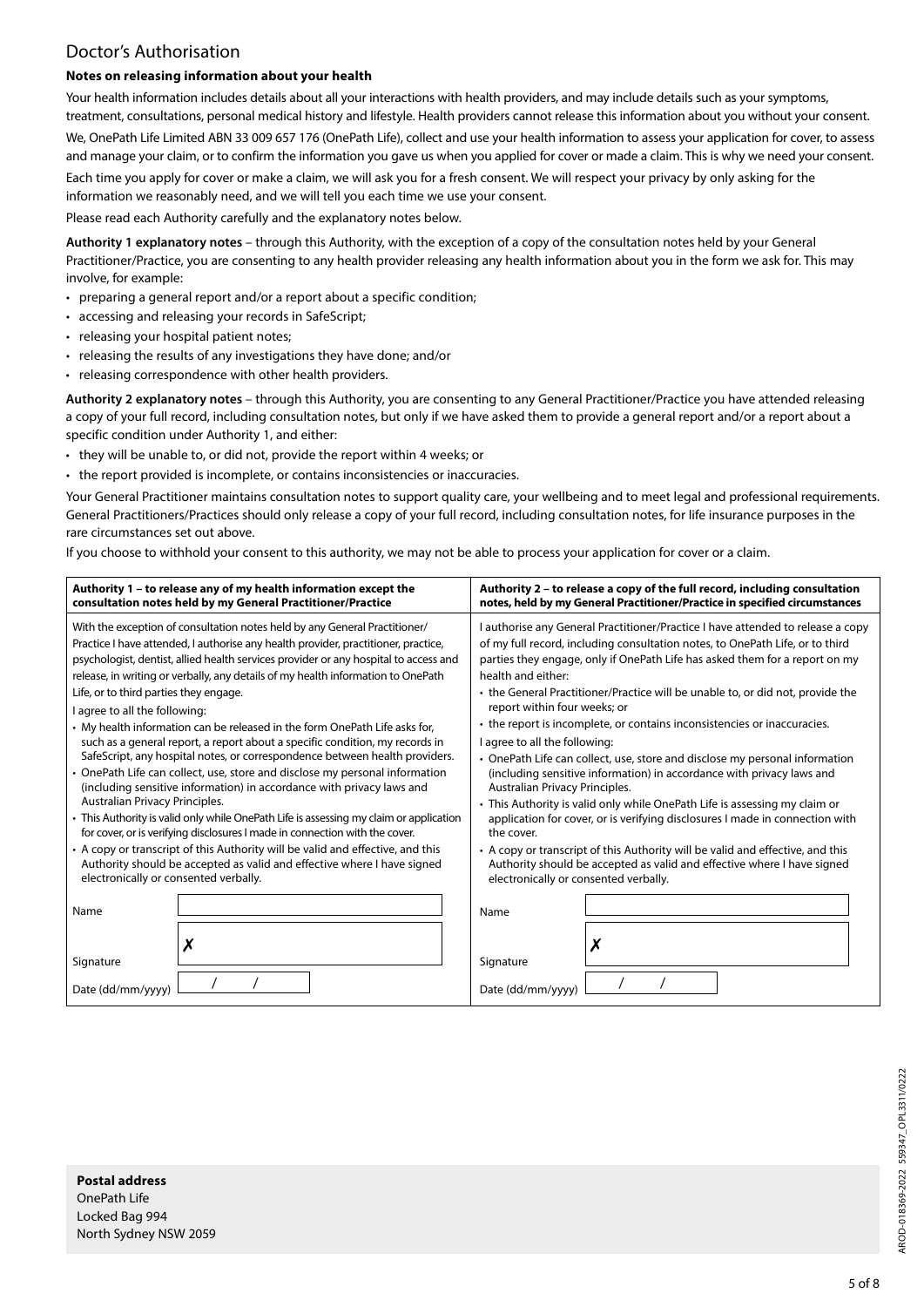## Doctor's Authorisation

**Notes on releasing information about your health**

Your health information includes details about all your interactions with health providers, and may include details such as your symptoms, treatment, consultations, personal medical history and lifestyle. Health providers cannot release this information about you without your consent.

We, OnePath Life Limited ABN 33 009 657 176 (OnePath Life), collect and use your health information to assess your application for cover, to assess and manage your claim, or to confirm the information you gave us when you applied for cover or made a claim. This is why we need your consent.

Each time you apply for cover or make a claim, we will ask you for a fresh consent. We will respect your privacy by only asking for the information we reasonably need, and we will tell you each time we use your consent.

Please read each Authority carefully and the explanatory notes below.

**Authority 1 explanatory notes** – through this Authority, with the exception of a copy of the consultation notes held by your General Practitioner/Practice, you are consenting to any health provider releasing any health information about you in the form we ask for. This may involve, for example:

- preparing a general report and/or a report about a specific condition;
- accessing and releasing your records in SafeScript;
- releasing your hospital patient notes;
- releasing the results of any investigations they have done; and/or
- releasing correspondence with other health providers.

**Authority 2 explanatory notes** – through this Authority, you are consenting to any General Practitioner/Practice you have attended releasing a copy of your full record, including consultation notes, but only if we have asked them to provide a general report and/or a report about a specific condition under Authority 1, and either:

- they will be unable to, or did not, provide the report within 4 weeks; or
- the report provided is incomplete, or contains inconsistencies or inaccuracies.

Your General Practitioner maintains consultation notes to support quality care, your wellbeing and to meet legal and professional requirements. General Practitioners/Practices should only release a copy of your full record, including consultation notes, for life insurance purposes in the rare circumstances set out above.

If you choose to withhold your consent to this authority, we may not be able to process your application for cover or a claim.

**Authority 1 – to release any of my health information except the consultation notes held by my General Practitioner/Practice**

With the exception of consultation notes held by any General Practitioner/Practice I have attended, I authorise any health provider, practitioner, practice, psychologist, dentist, allied health services provider or any hospital to access and release, in writing or verbally, any details of my health information to OnePath Life, or to third parties they engage.

I agree to all the following:

- My health information can be released in the form OnePath Life asks for, such as a general report, a report about a specific condition, my records in SafeScript, any hospital notes, or correspondence between health providers.
- OnePath Life can collect, use, store and disclose my personal information (including sensitive information) in accordance with privacy laws and Australian Privacy Principles.
- This Authority is valid only while OnePath Life is assessing my claim or application for cover, or is verifying disclosures I made in connection with the cover.
- A copy or transcript of this Authority will be valid and effective, and this Authority should be accepted as valid and effective where I have signed electronically or consented verbally.

Name

Signature ✗

Date (dd/mm/yyyy) / /

**Authority 2 – to release a copy of the full record, including consultation notes, held by my General Practitioner/Practice in specified circumstances**

I authorise any General Practitioner/Practice I have attended to release a copy of my full record, including consultation notes, to OnePath Life, or to third parties they engage, only if OnePath Life has asked them for a report on my health and either:

- the General Practitioner/Practice will be unable to, or did not, provide the report within four weeks; or
- the report is incomplete, or contains inconsistencies or inaccuracies.

I agree to all the following:

- OnePath Life can collect, use, store and disclose my personal information (including sensitive information) in accordance with privacy laws and Australian Privacy Principles.
- This Authority is valid only while OnePath Life is assessing my claim or application for cover, or is verifying disclosures I made in connection with the cover.
- A copy or transcript of this Authority will be valid and effective, and this Authority should be accepted as valid and effective where I have signed electronically or consented verbally.

Name

Signature ✗

Date (dd/mm/yyyy) / /

**Postal address**
OnePath Life
Locked Bag 994
North Sydney NSW 2059

AROD-018369-2022 559347_OPL3311/0222